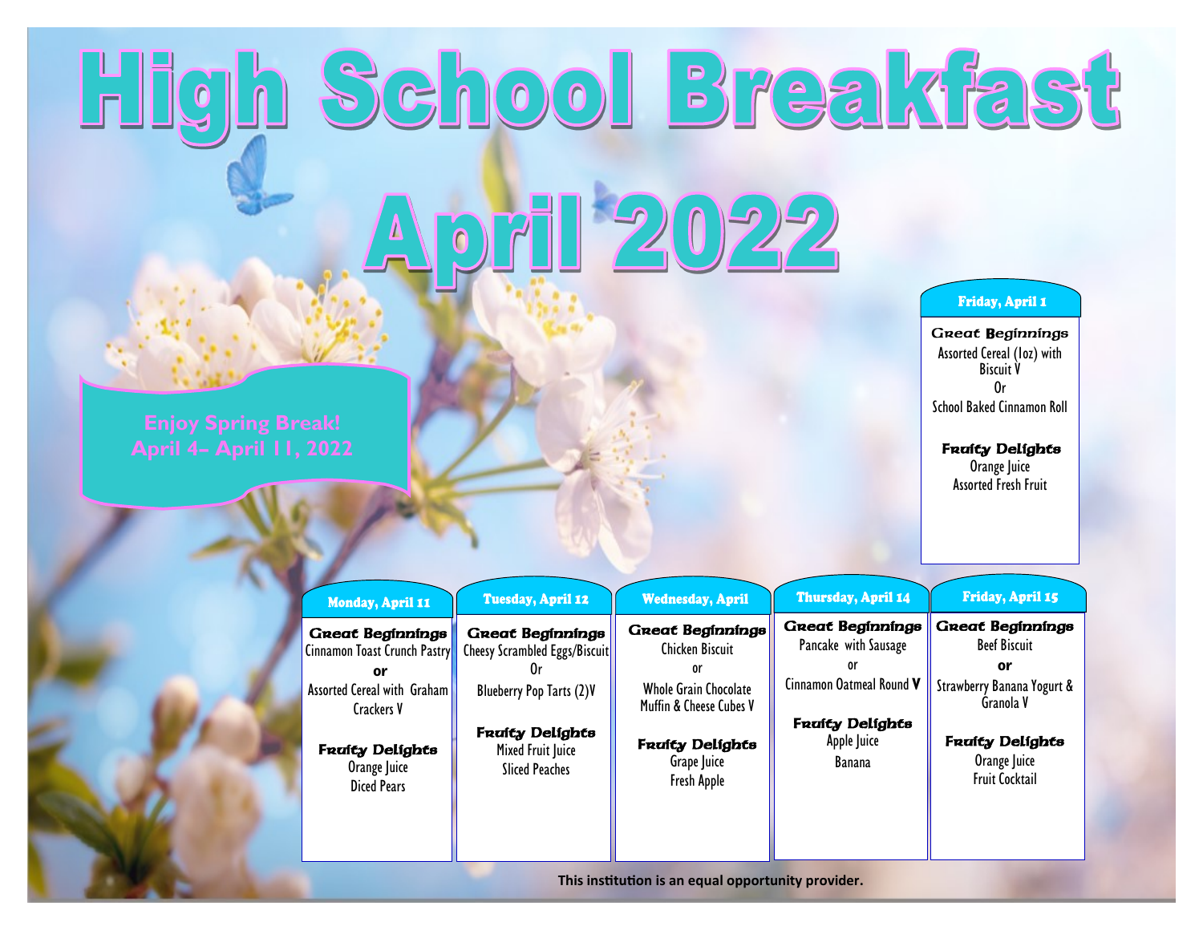# High School Breakfast

# April 2022

**Enjoy Spring Break!**
**April 4– April 11, 2022**

### Friday, April 1

**Great Beginnings**
Assorted Cereal (1oz) with Biscuit V
Or
School Baked Cinnamon Roll

**Fruity Delights**
Orange Juice
Assorted Fresh Fruit

| Monday, April 11 | Tuesday, April 12 | Wednesday, April | Thursday, April 14 | Friday, April 15 |
|---|---|---|---|---|
| **Great Beginnings** | **Great Beginnings** | **Great Beginnings** | **Great Beginnings** | **Great Beginnings** |
| Cinnamon Toast Crunch Pastry | Cheesy Scrambled Eggs/Biscuit | Chicken Biscuit | Pancake with Sausage | Beef Biscuit |
| **or** | Or | or | or | **or** |
| Assorted Cereal with Graham Crackers V | Blueberry Pop Tarts (2)V | Whole Grain Chocolate Muffin & Cheese Cubes V | Cinnamon Oatmeal Round **V** | Strawberry Banana Yogurt & Granola V |
| **Fruity Delights** | **Fruity Delights** | **Fruity Delights** | **Fruity Delights** | **Fruity Delights** |
| Orange Juice | Mixed Fruit Juice | Grape Juice | Apple Juice | Orange Juice |
| Diced Pears | Sliced Peaches | Fresh Apple | Banana | Fruit Cocktail |

**This institution is an equal opportunity provider.**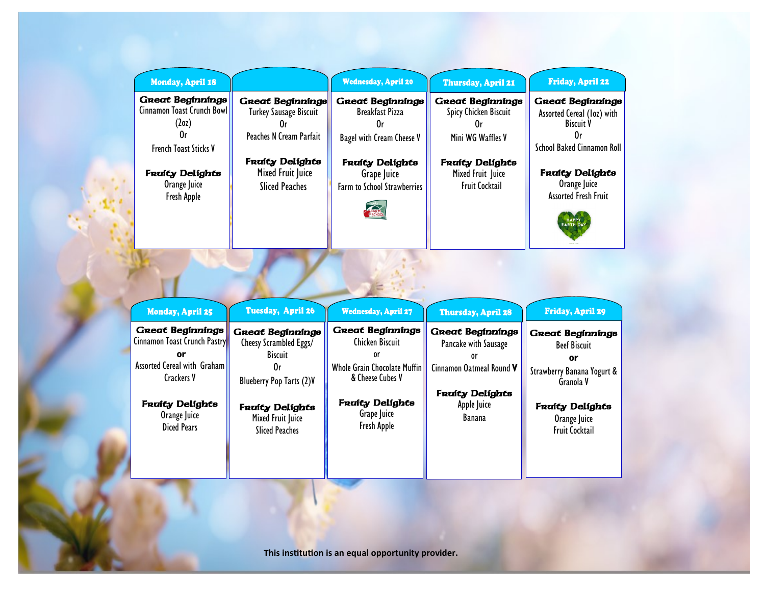## Monday, April 18

**Great Beginnings**
Cinnamon Toast Crunch Bowl (2oz)
Or
French Toast Sticks V

**Fruity Delights**
Orange Juice
Fresh Apple

##

**Great Beginnings**
Turkey Sausage Biscuit
Or
Peaches N Cream Parfait

**Fruity Delights**
Mixed Fruit Juice
Sliced Peaches

## Wednesday, April 20

**Great Beginnings**
Breakfast Pizza
Or
Bagel with Cream Cheese V

**Fruity Delights**
Grape Juice
Farm to School Strawberries

FARM TO SCHOOL

## Thursday, April 21

**Great Beginnings**
Spicy Chicken Biscuit
Or
Mini WG Waffles V

**Fruity Delights**
Mixed Fruit Juice
Fruit Cocktail

## Friday, April 22

**Great Beginnings**
Assorted Cereal (1oz) with Biscuit V
Or
School Baked Cinnamon Roll

**Fruity Delights**
Orange Juice
Assorted Fresh Fruit

HAPPY EARTH DAY

## Monday, April 25

**Great Beginnings**
Cinnamon Toast Crunch Pastry
**or**
Assorted Cereal with Graham Crackers V

**Fruity Delights**
Orange Juice
Diced Pears

## Tuesday, April 26

**Great Beginnings**
Cheesy Scrambled Eggs/ Biscuit
Or
Blueberry Pop Tarts (2)V

**Fruity Delights**
Mixed Fruit Juice
Sliced Peaches

## Wednesday, April 27

**Great Beginnings**
Chicken Biscuit
or
Whole Grain Chocolate Muffin & Cheese Cubes V

**Fruity Delights**
Grape Juice
Fresh Apple

## Thursday, April 28

**Great Beginnings**
Pancake with Sausage
or
Cinnamon Oatmeal Round **V**

**Fruity Delights**
Apple Juice
Banana

## Friday, April 29

**Great Beginnings**
Beef Biscuit
**or**
Strawberry Banana Yogurt & Granola V

**Fruity Delights**
Orange Juice
Fruit Cocktail

**This institution is an equal opportunity provider.**